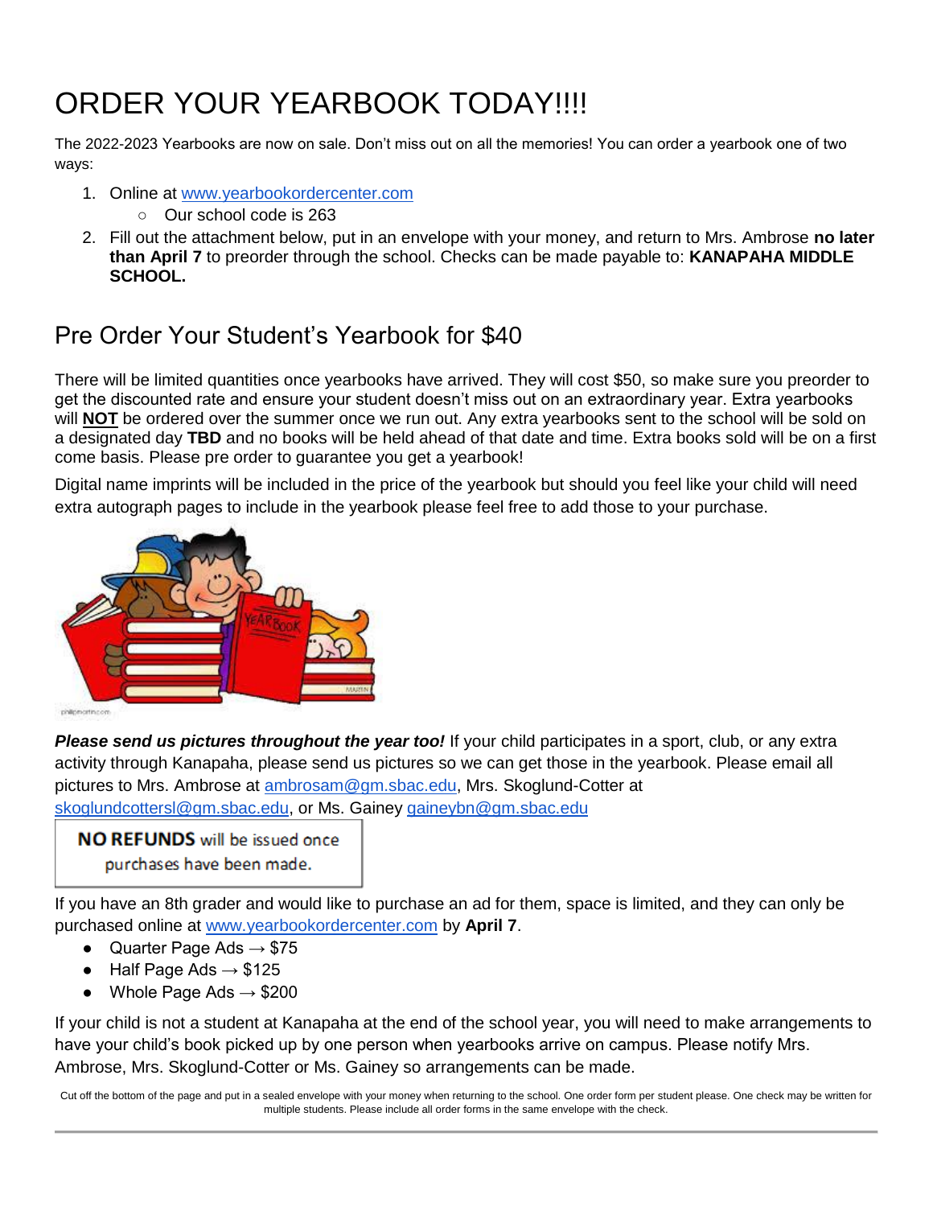# ORDER YOUR YEARBOOK TODAY!!!!

The 2022-2023 Yearbooks are now on sale. Don't miss out on all the memories! You can order a yearbook one of two ways:

1. Online at [www.yearbookordercenter.com](http://www.yearbookordercenter.com)
   - Our school code is 263
2. Fill out the attachment below, put in an envelope with your money, and return to Mrs. Ambrose **no later than April 7** to preorder through the school. Checks can be made payable to: **KANAPAHA MIDDLE SCHOOL.**

## Pre Order Your Student's Yearbook for $40

There will be limited quantities once yearbooks have arrived. They will cost $50, so make sure you preorder to get the discounted rate and ensure your student doesn't miss out on an extraordinary year. Extra yearbooks will **NOT** be ordered over the summer once we run out. Any extra yearbooks sent to the school will be sold on a designated day **TBD** and no books will be held ahead of that date and time. Extra books sold will be on a first come basis. Please pre order to guarantee you get a yearbook!

Digital name imprints will be included in the price of the yearbook but should you feel like your child will need extra autograph pages to include in the yearbook please feel free to add those to your purchase.

***Please send us pictures throughout the year too!*** If your child participates in a sport, club, or any extra activity through Kanapaha, please send us pictures so we can get those in the yearbook. Please email all pictures to Mrs. Ambrose at ambrosam@gm.sbac.edu, Mrs. Skoglund-Cotter at skoglundcottersl@gm.sbac.edu, or Ms. Gainey gaineybn@gm.sbac.edu

**NO REFUNDS** will be issued once purchases have been made.

If you have an 8th grader and would like to purchase an ad for them, space is limited, and they can only be purchased online at [www.yearbookordercenter.com](http://www.yearbookordercenter.com) by **April 7**.

- Quarter Page Ads → $75
- Half Page Ads → $125
- Whole Page Ads → $200

If your child is not a student at Kanapaha at the end of the school year, you will need to make arrangements to have your child's book picked up by one person when yearbooks arrive on campus. Please notify Mrs. Ambrose, Mrs. Skoglund-Cotter or Ms. Gainey so arrangements can be made.

Cut off the bottom of the page and put in a sealed envelope with your money when returning to the school. One order form per student please. One check may be written for multiple students. Please include all order forms in the same envelope with the check.

---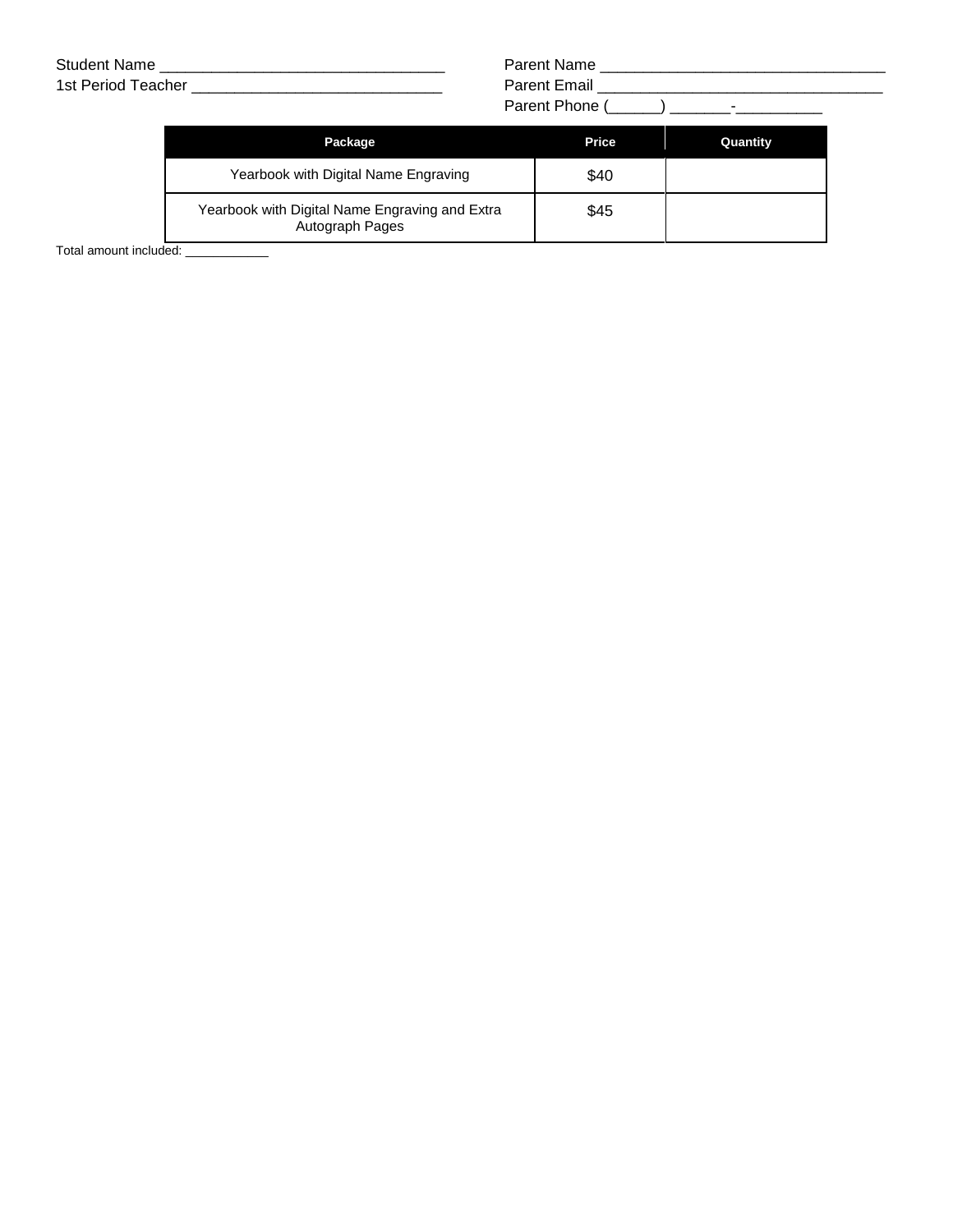Student Name ________________________________

1st Period Teacher ____________________________

Parent Name ________________________________

Parent Email ________________________________

Parent Phone (______) _______-__________

| Package | Price | Quantity |
| --- | --- | --- |
| Yearbook with Digital Name Engraving | $40 | |
| Yearbook with Digital Name Engraving and Extra Autograph Pages | $45 | |

Total amount included: ____________